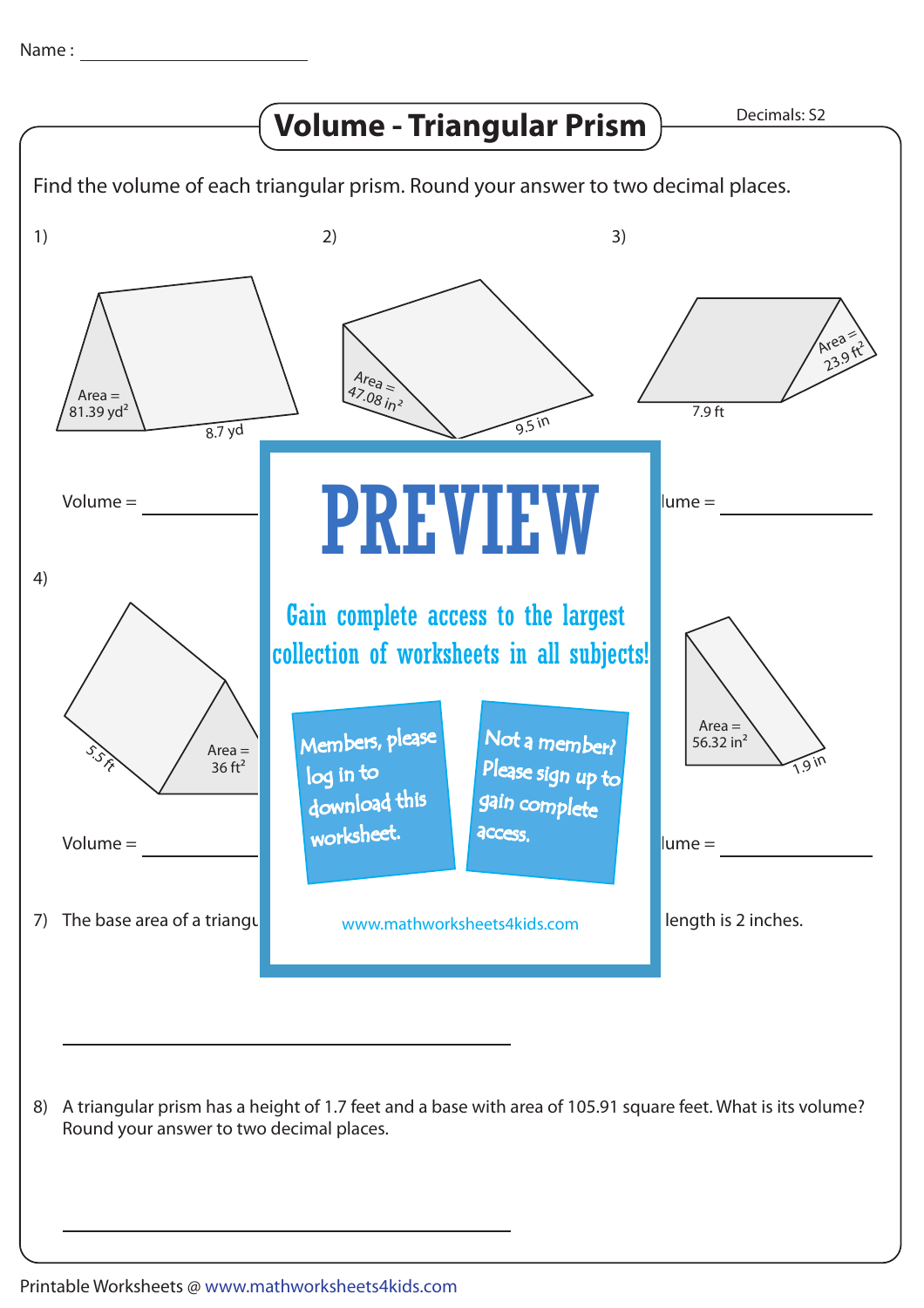Name : ________________________

# Volume - Triangular Prism

Decimals: S2

Find the volume of each triangular prism. Round your answer to two decimal places.

1) Area = 81.39 $yd^2$; 8.7 yd

Volume = ____________

2) Area = 47.08 $in^2$; 9.5 in

3) Area = 23.9 $ft^2$; 7.9 ft

lume = ____________

4) Area = 36 $ft^2$; 5.5 ft

Volume = ____________

Area = 56.32 $in^2$; 1.9 in

lume = ____________

PREVIEW

Gain complete access to the largest collection of worksheets in all subjects!

Members, please log in to download this worksheet.

Not a member? Please sign up to gain complete access.

www.mathworksheets4kids.com

7) The base area of a triangu … length is 2 inches.

____________________________

8) A triangular prism has a height of 1.7 feet and a base with area of 105.91 square feet. What is its volume? Round your answer to two decimal places.

____________________________

Printable Worksheets @ www.mathworksheets4kids.com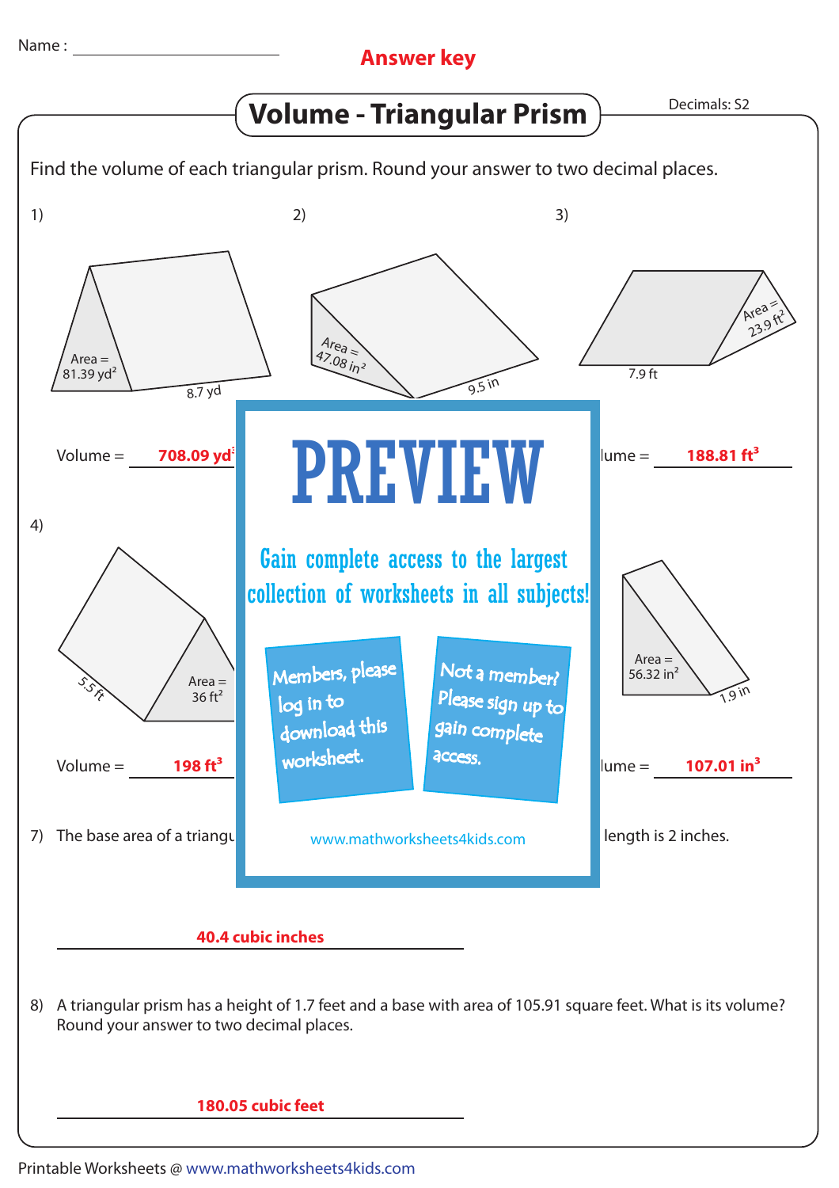Name : ____________________

**Answer key**

# Volume - Triangular Prism

Decimals: S2

Find the volume of each triangular prism. Round your answer to two decimal places.

1)

Area = 81.39 $yd^2$

8.7 yd

Volume = **708.09 $yd^3$**

2)

Area = 47.08 $in^2$

9.5 in

3)

Area = 23.9 $ft^2$

7.9 ft

Volume = **188.81 $ft^3$**

# PREVIEW

Gain complete access to the largest collection of worksheets in all subjects!

Members, please log in to download this worksheet.

Not a member? Please sign up to gain complete access.

www.mathworksheets4kids.com

4)

5.5 ft

Area = 36 $ft^2$

Volume = **198 $ft^3$**

Area = 56.32 $in^2$

1.9 in

Volume = **107.01 $in^3$**

7) The base area of a triangu ... length is 2 inches.

**40.4 cubic inches**

8) A triangular prism has a height of 1.7 feet and a base with area of 105.91 square feet. What is its volume? Round your answer to two decimal places.

**180.05 cubic feet**